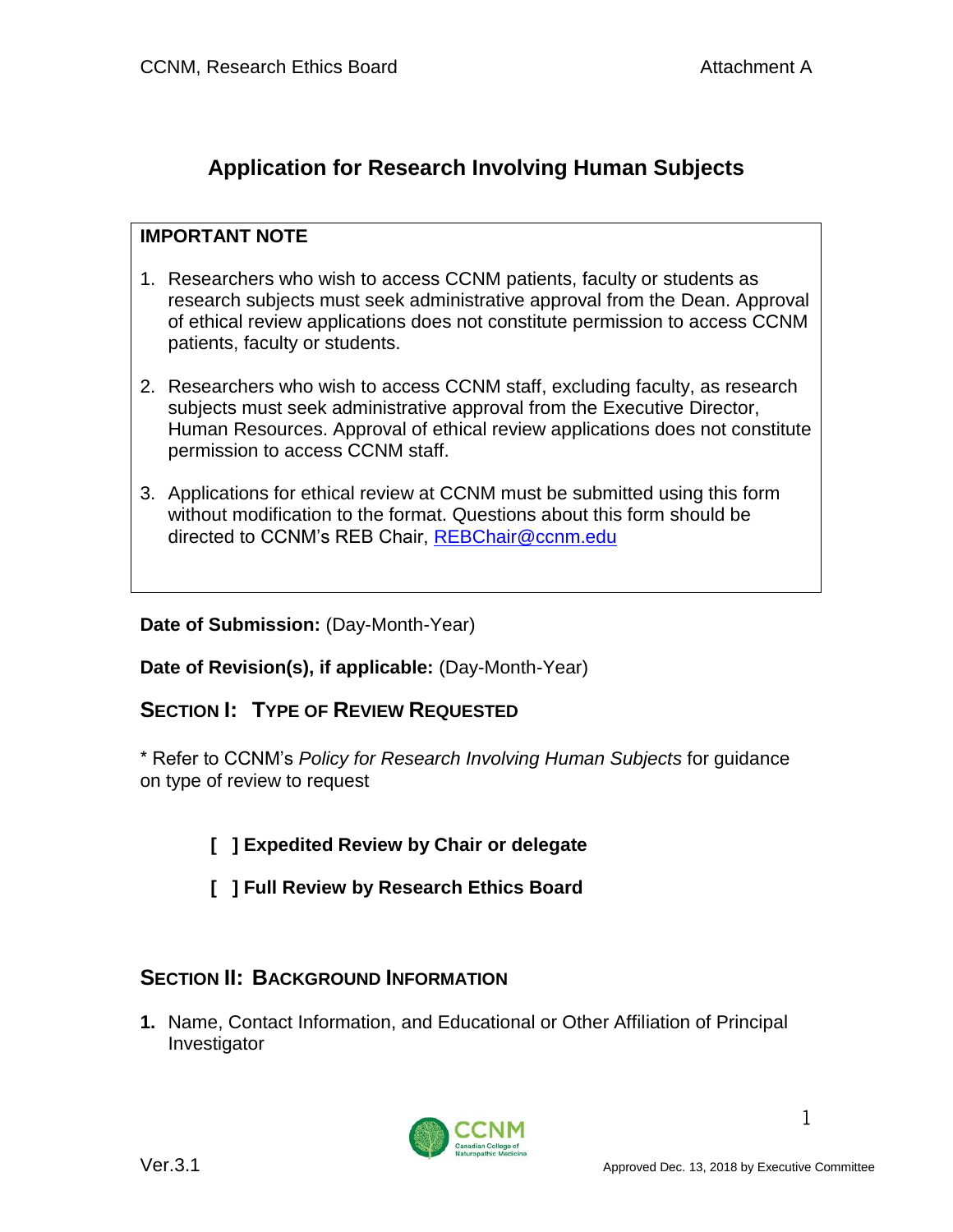# Application for Research Involving Human Subjects

**IMPORTANT NOTE**

1. Researchers who wish to access CCNM patients, faculty or students as research subjects must seek administrative approval from the Dean. Approval of ethical review applications does not constitute permission to access CCNM patients, faculty or students.

2. Researchers who wish to access CCNM staff, excluding faculty, as research subjects must seek administrative approval from the Executive Director, Human Resources. Approval of ethical review applications does not constitute permission to access CCNM staff.

3. Applications for ethical review at CCNM must be submitted using this form without modification to the format. Questions about this form should be directed to CCNM's REB Chair, REBChair@ccnm.edu

**Date of Submission:** (Day-Month-Year)

**Date of Revision(s), if applicable:** (Day-Month-Year)

## SECTION I: TYPE OF REVIEW REQUESTED

* Refer to CCNM's *Policy for Research Involving Human Subjects* for guidance on type of review to request

**[ ] Expedited Review by Chair or delegate**

**[ ] Full Review by Research Ethics Board**

## SECTION II: BACKGROUND INFORMATION

**1.** Name, Contact Information, and Educational or Other Affiliation of Principal Investigator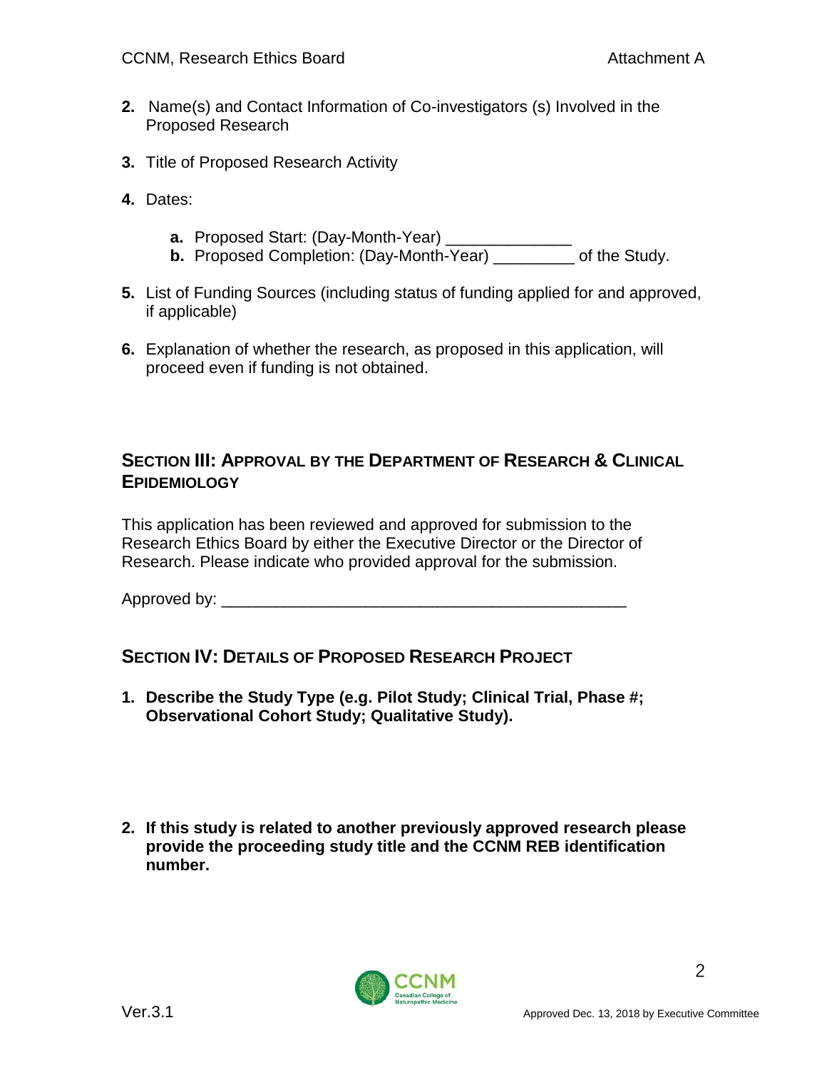2. Name(s) and Contact Information of Co-investigators (s) Involved in the Proposed Research

3. Title of Proposed Research Activity

4. Dates:

   a. Proposed Start: (Day-Month-Year) ______________
   b. Proposed Completion: (Day-Month-Year) _________ of the Study.

5. List of Funding Sources (including status of funding applied for and approved, if applicable)

6. Explanation of whether the research, as proposed in this application, will proceed even if funding is not obtained.

## SECTION III: APPROVAL BY THE DEPARTMENT OF RESEARCH & CLINICAL EPIDEMIOLOGY

This application has been reviewed and approved for submission to the Research Ethics Board by either the Executive Director or the Director of Research. Please indicate who provided approval for the submission.

Approved by: ______________________________________________

## SECTION IV: DETAILS OF PROPOSED RESEARCH PROJECT

1. **Describe the Study Type (e.g. Pilot Study; Clinical Trial, Phase #; Observational Cohort Study; Qualitative Study).**

2. **If this study is related to another previously approved research please provide the proceeding study title and the CCNM REB identification number.**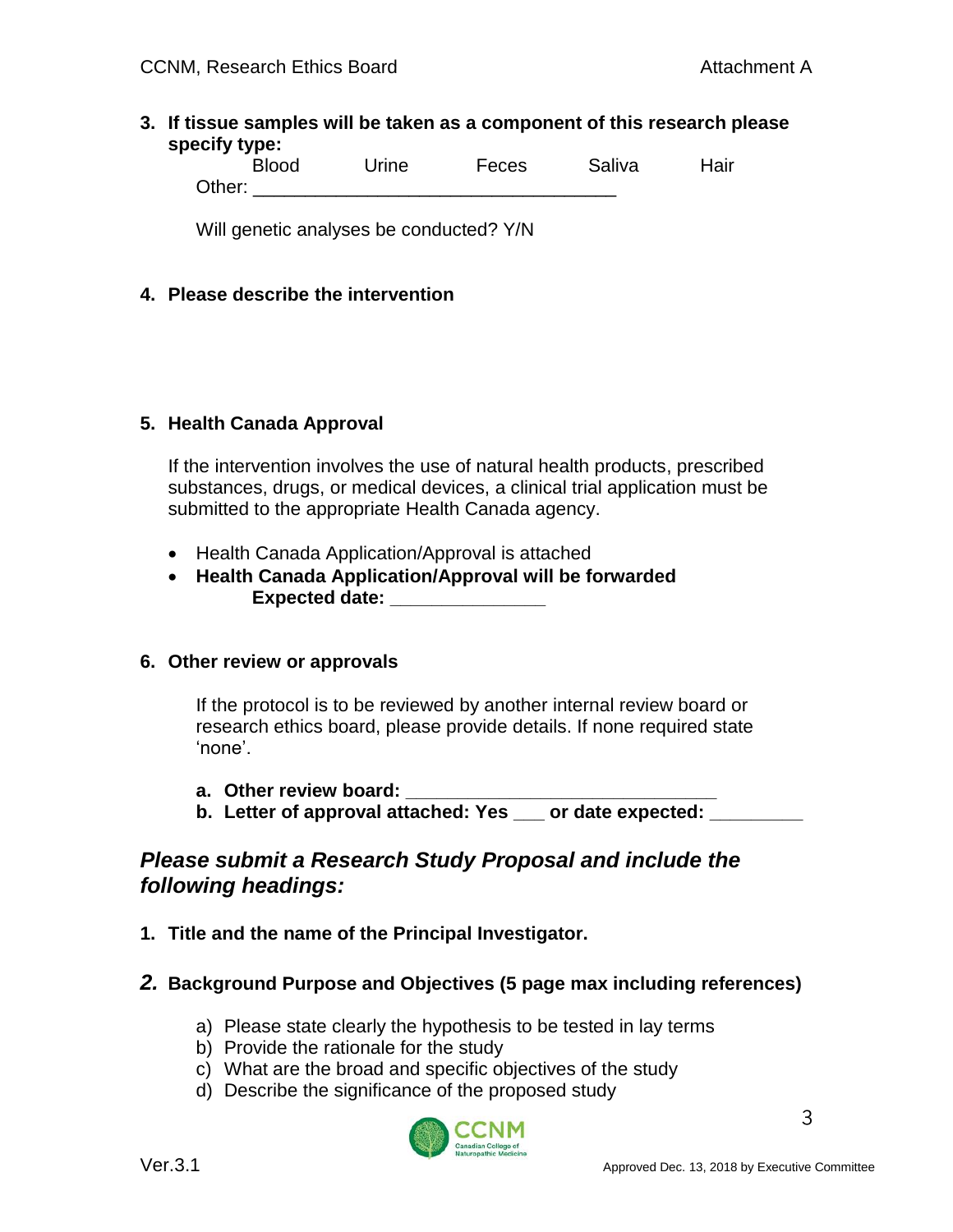**3. If tissue samples will be taken as a component of this research please specify type:**

Blood    Urine    Feces    Saliva    Hair

Other: ___________________________________

Will genetic analyses be conducted? Y/N

**4. Please describe the intervention**

**5. Health Canada Approval**

If the intervention involves the use of natural health products, prescribed substances, drugs, or medical devices, a clinical trial application must be submitted to the appropriate Health Canada agency.

- Health Canada Application/Approval is attached
- **Health Canada Application/Approval will be forwarded**
  **Expected date: _______________**

**6. Other review or approvals**

If the protocol is to be reviewed by another internal review board or research ethics board, please provide details. If none required state 'none'.

a. **Other review board: ______________________________**
b. **Letter of approval attached: Yes ___ or date expected: _________**

## *Please submit a Research Study Proposal and include the following headings:*

**1. Title and the name of the Principal Investigator.**

**2. Background Purpose and Objectives (5 page max including references)**

a) Please state clearly the hypothesis to be tested in lay terms
b) Provide the rationale for the study
c) What are the broad and specific objectives of the study
d) Describe the significance of the proposed study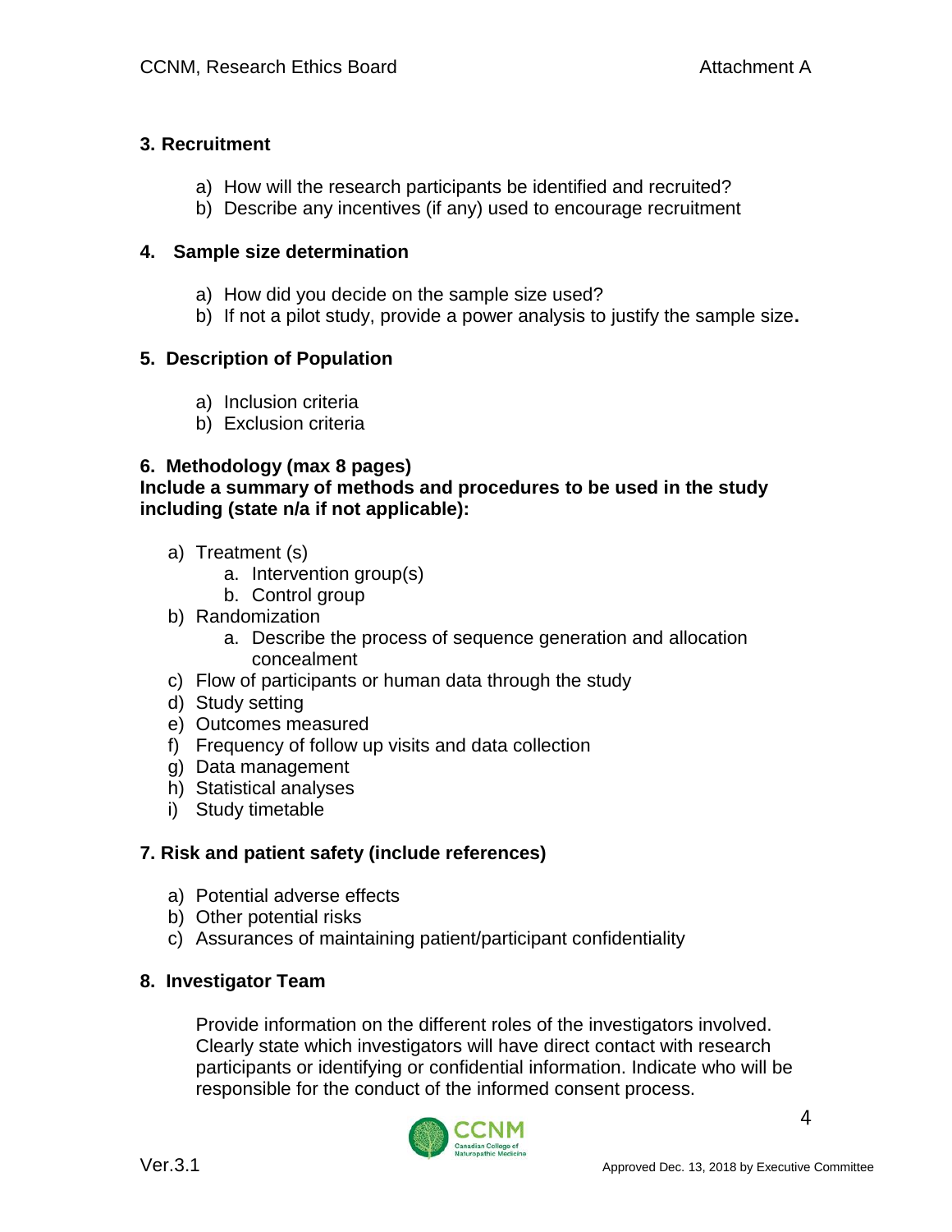### 3. Recruitment

a) How will the research participants be identified and recruited?
b) Describe any incentives (if any) used to encourage recruitment

### 4. Sample size determination

a) How did you decide on the sample size used?
b) If not a pilot study, provide a power analysis to justify the sample size.

### 5. Description of Population

a) Inclusion criteria
b) Exclusion criteria

### 6. Methodology (max 8 pages)

**Include a summary of methods and procedures to be used in the study including (state n/a if not applicable):**

a) Treatment (s)
   a. Intervention group(s)
   b. Control group
b) Randomization
   a. Describe the process of sequence generation and allocation concealment
c) Flow of participants or human data through the study
d) Study setting
e) Outcomes measured
f) Frequency of follow up visits and data collection
g) Data management
h) Statistical analyses
i) Study timetable

### 7. Risk and patient safety (include references)

a) Potential adverse effects
b) Other potential risks
c) Assurances of maintaining patient/participant confidentiality

### 8. Investigator Team

Provide information on the different roles of the investigators involved. Clearly state which investigators will have direct contact with research participants or identifying or confidential information. Indicate who will be responsible for the conduct of the informed consent process.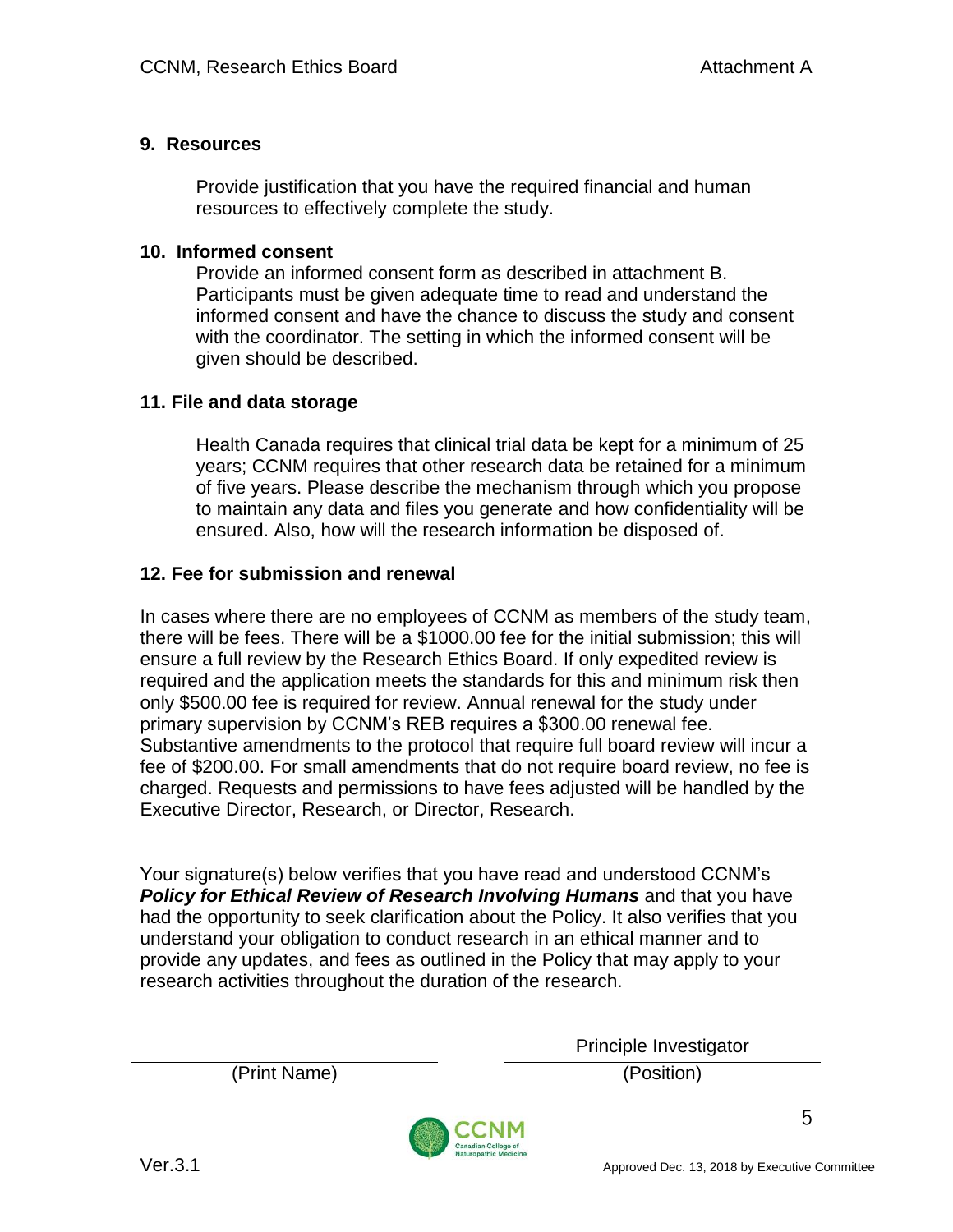## 9. Resources

Provide justification that you have the required financial and human resources to effectively complete the study.

## 10. Informed consent

Provide an informed consent form as described in attachment B. Participants must be given adequate time to read and understand the informed consent and have the chance to discuss the study and consent with the coordinator. The setting in which the informed consent will be given should be described.

## 11. File and data storage

Health Canada requires that clinical trial data be kept for a minimum of 25 years; CCNM requires that other research data be retained for a minimum of five years. Please describe the mechanism through which you propose to maintain any data and files you generate and how confidentiality will be ensured. Also, how will the research information be disposed of.

## 12. Fee for submission and renewal

In cases where there are no employees of CCNM as members of the study team, there will be fees. There will be a $1000.00 fee for the initial submission; this will ensure a full review by the Research Ethics Board. If only expedited review is required and the application meets the standards for this and minimum risk then only $500.00 fee is required for review. Annual renewal for the study under primary supervision by CCNM's REB requires a $300.00 renewal fee. Substantive amendments to the protocol that require full board review will incur a fee of $200.00. For small amendments that do not require board review, no fee is charged. Requests and permissions to have fees adjusted will be handled by the Executive Director, Research, or Director, Research.

Your signature(s) below verifies that you have read and understood CCNM's ***Policy for Ethical Review of Research Involving Humans*** and that you have had the opportunity to seek clarification about the Policy. It also verifies that you understand your obligation to conduct research in an ethical manner and to provide any updates, and fees as outlined in the Policy that may apply to your research activities throughout the duration of the research.

| ______________________________ | Principle Investigator |
|---|---|
| (Print Name) | (Position) |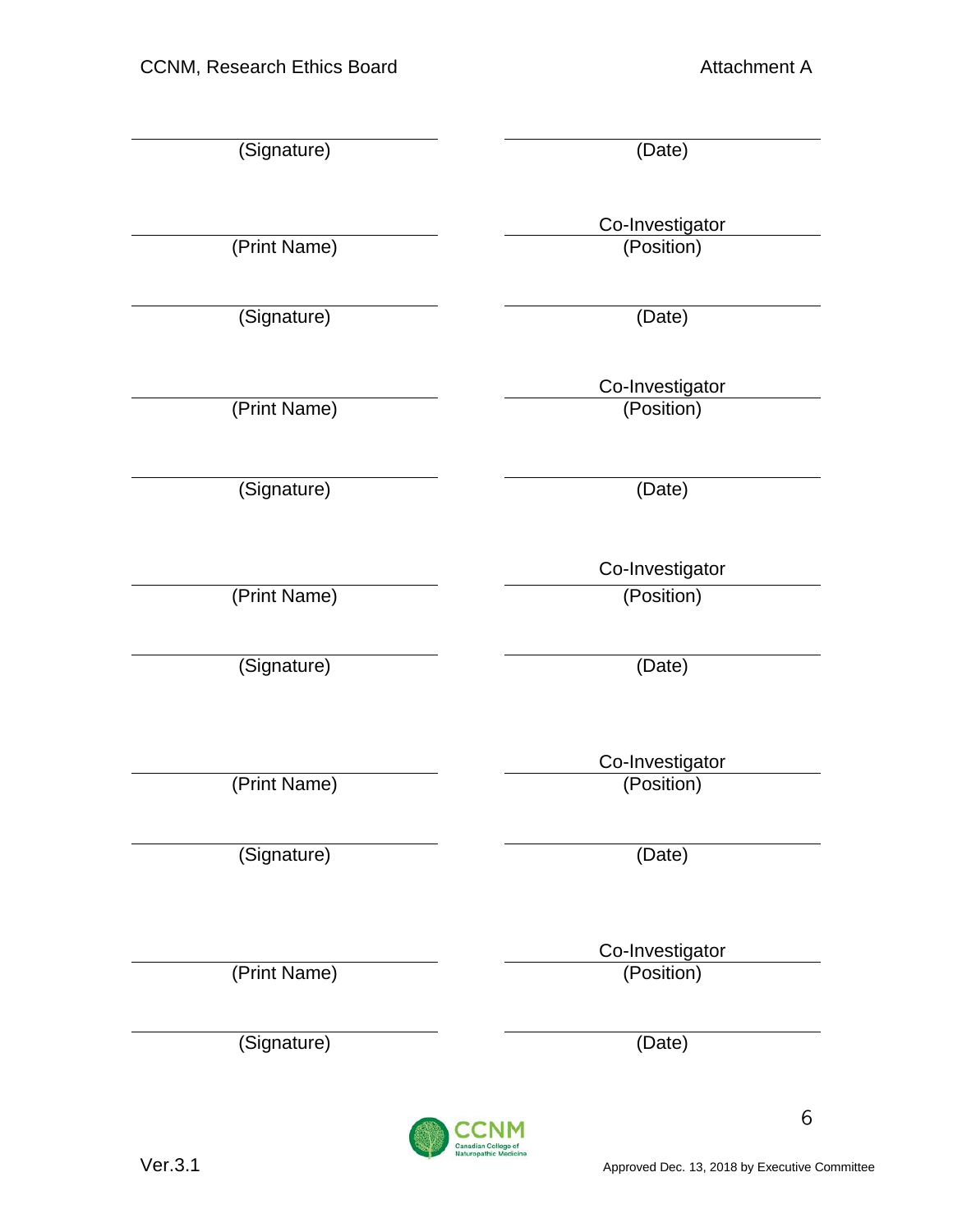| | |
|---|---|
| (Signature) | (Date) |
| | Co-Investigator |
| (Print Name) | (Position) |
| (Signature) | (Date) |
| | Co-Investigator |
| (Print Name) | (Position) |
| (Signature) | (Date) |
| | Co-Investigator |
| (Print Name) | (Position) |
| (Signature) | (Date) |
| | Co-Investigator |
| (Print Name) | (Position) |
| (Signature) | (Date) |
| | Co-Investigator |
| (Print Name) | (Position) |
| (Signature) | (Date) |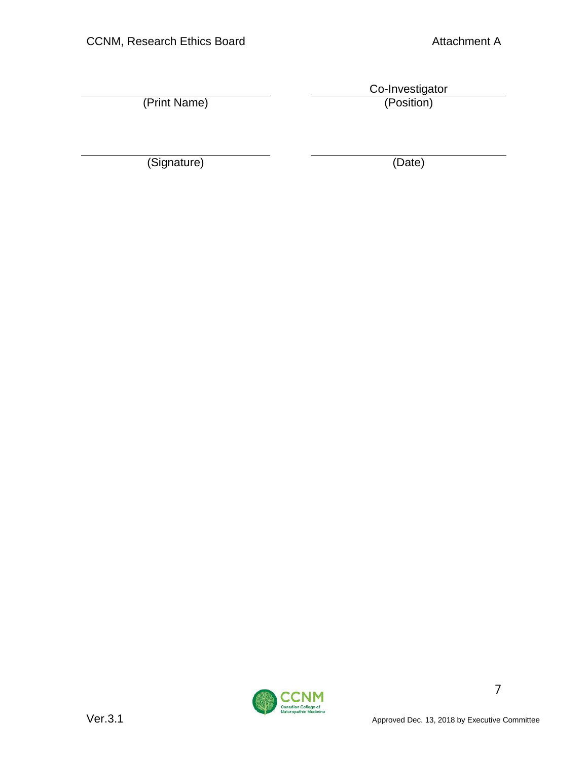| | |
|---|---|
| ______________________ | Co-Investigator |
| (Print Name) | (Position) |
| ______________________ | ______________________ |
| (Signature) | (Date) |

Ver.3.1

Approved Dec. 13, 2018 by Executive Committee